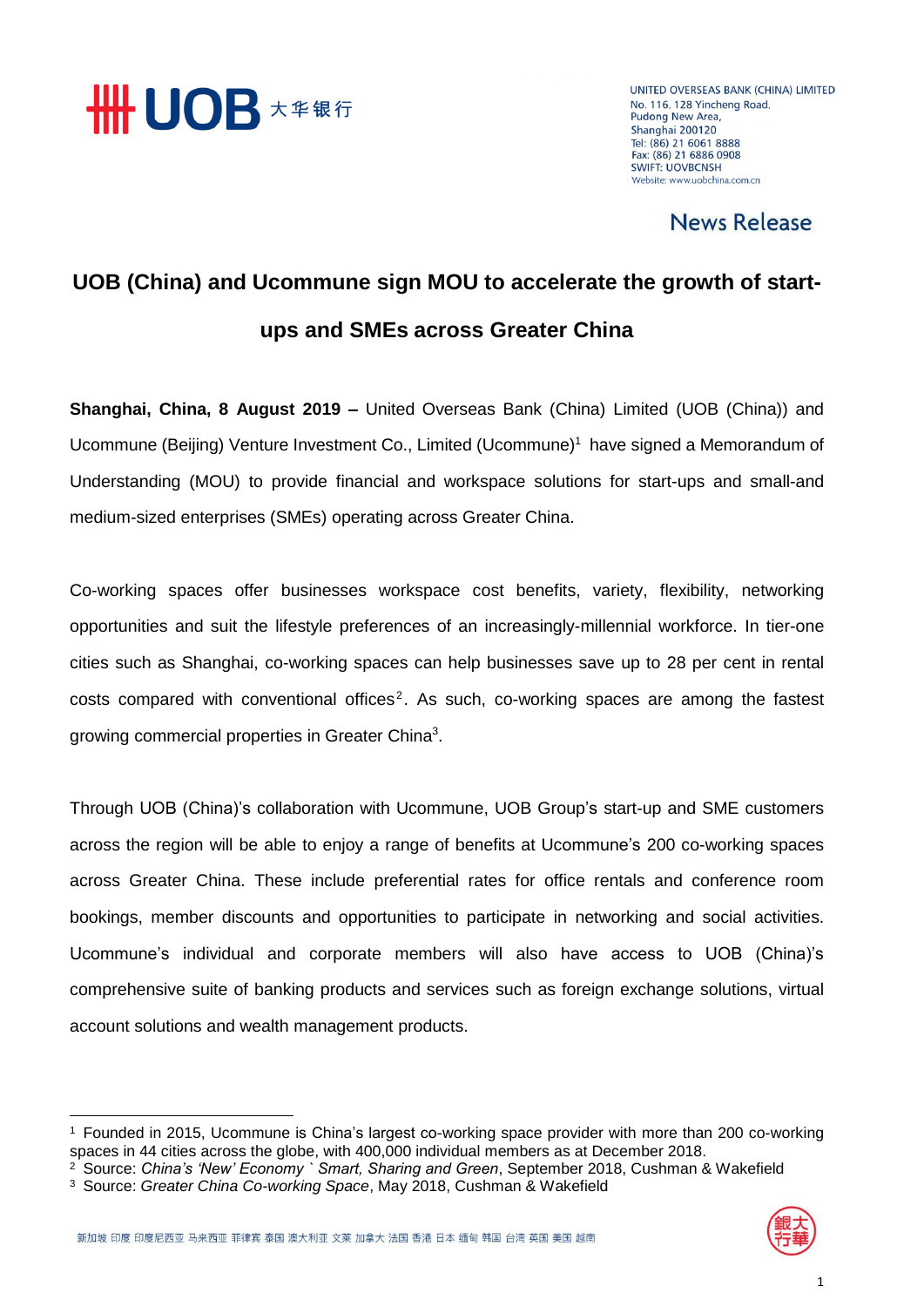UNITED OVERSEAS BANK (CHINA) LIMITED
No. 116, 128 Yincheng Road,
Pudong New Area,
Shanghai 200120
Tel: (86) 21 6061 8888
Fax: (86) 21 6886 0908
SWIFT: UOVBCNSH
Website: www.uobchina.com.cn

News Release

# UOB (China) and Ucommune sign MOU to accelerate the growth of start-ups and SMEs across Greater China

**Shanghai, China, 8 August 2019 –** United Overseas Bank (China) Limited (UOB (China)) and Ucommune (Beijing) Venture Investment Co., Limited (Ucommune)[1] have signed a Memorandum of Understanding (MOU) to provide financial and workspace solutions for start-ups and small-and medium-sized enterprises (SMEs) operating across Greater China.

Co-working spaces offer businesses workspace cost benefits, variety, flexibility, networking opportunities and suit the lifestyle preferences of an increasingly-millennial workforce. In tier-one cities such as Shanghai, co-working spaces can help businesses save up to 28 per cent in rental costs compared with conventional offices[2]. As such, co-working spaces are among the fastest growing commercial properties in Greater China[3].

Through UOB (China)'s collaboration with Ucommune, UOB Group's start-up and SME customers across the region will be able to enjoy a range of benefits at Ucommune's 200 co-working spaces across Greater China. These include preferential rates for office rentals and conference room bookings, member discounts and opportunities to participate in networking and social activities. Ucommune's individual and corporate members will also have access to UOB (China)'s comprehensive suite of banking products and services such as foreign exchange solutions, virtual account solutions and wealth management products.

---

[1] Founded in 2015, Ucommune is China's largest co-working space provider with more than 200 co-working spaces in 44 cities across the globe, with 400,000 individual members as at December 2018.
[2] Source: *China's 'New' Economy ` Smart, Sharing and Green*, September 2018, Cushman & Wakefield
[3] Source: *Greater China Co-working Space*, May 2018, Cushman & Wakefield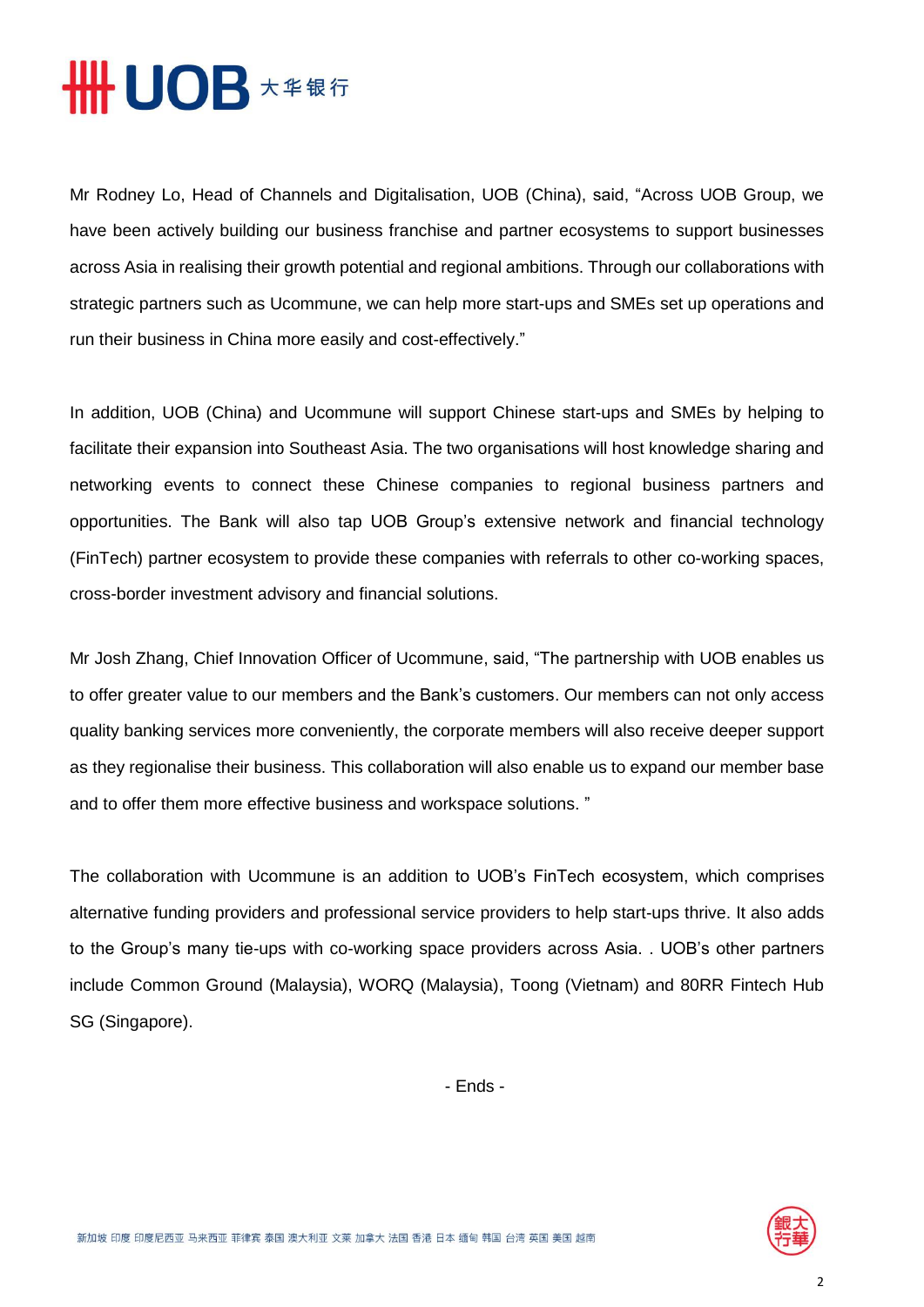Mr Rodney Lo, Head of Channels and Digitalisation, UOB (China), said, "Across UOB Group, we have been actively building our business franchise and partner ecosystems to support businesses across Asia in realising their growth potential and regional ambitions. Through our collaborations with strategic partners such as Ucommune, we can help more start-ups and SMEs set up operations and run their business in China more easily and cost-effectively."

In addition, UOB (China) and Ucommune will support Chinese start-ups and SMEs by helping to facilitate their expansion into Southeast Asia. The two organisations will host knowledge sharing and networking events to connect these Chinese companies to regional business partners and opportunities. The Bank will also tap UOB Group's extensive network and financial technology (FinTech) partner ecosystem to provide these companies with referrals to other co-working spaces, cross-border investment advisory and financial solutions.

Mr Josh Zhang, Chief Innovation Officer of Ucommune, said, "The partnership with UOB enables us to offer greater value to our members and the Bank's customers. Our members can not only access quality banking services more conveniently, the corporate members will also receive deeper support as they regionalise their business. This collaboration will also enable us to expand our member base and to offer them more effective business and workspace solutions. "

The collaboration with Ucommune is an addition to UOB's FinTech ecosystem, which comprises alternative funding providers and professional service providers to help start-ups thrive. It also adds to the Group's many tie-ups with co-working space providers across Asia. . UOB's other partners include Common Ground (Malaysia), WORQ (Malaysia), Toong (Vietnam) and 80RR Fintech Hub SG (Singapore).

- Ends -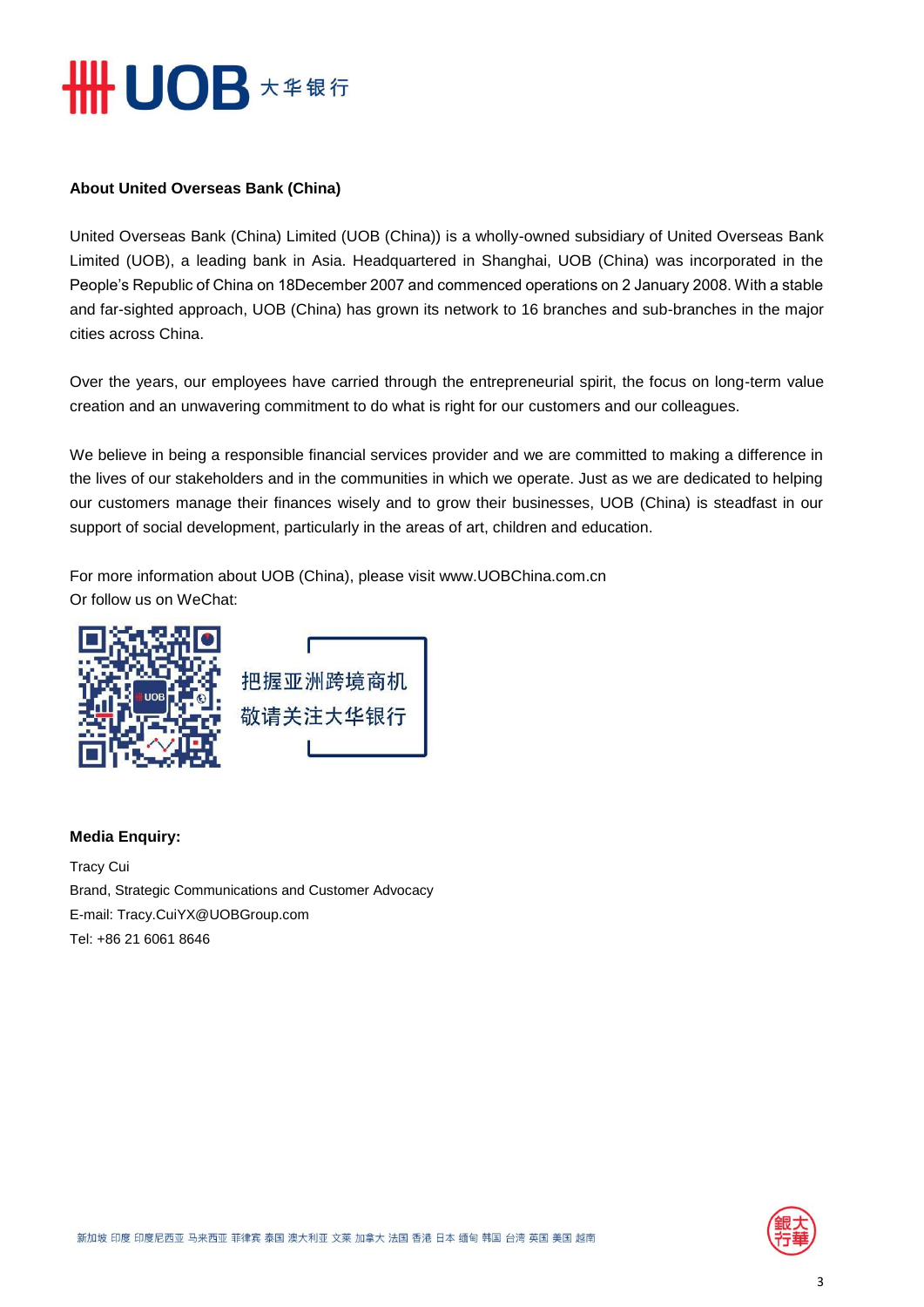**About United Overseas Bank (China)**

United Overseas Bank (China) Limited (UOB (China)) is a wholly-owned subsidiary of United Overseas Bank Limited (UOB), a leading bank in Asia. Headquartered in Shanghai, UOB (China) was incorporated in the People's Republic of China on 18December 2007 and commenced operations on 2 January 2008. With a stable and far-sighted approach, UOB (China) has grown its network to 16 branches and sub-branches in the major cities across China.

Over the years, our employees have carried through the entrepreneurial spirit, the focus on long-term value creation and an unwavering commitment to do what is right for our customers and our colleagues.

We believe in being a responsible financial services provider and we are committed to making a difference in the lives of our stakeholders and in the communities in which we operate. Just as we are dedicated to helping our customers manage their finances wisely and to grow their businesses, UOB (China) is steadfast in our support of social development, particularly in the areas of art, children and education.

For more information about UOB (China), please visit www.UOBChina.com.cn
Or follow us on WeChat:

把握亚洲跨境商机
敬请关注大华银行

**Media Enquiry:**

Tracy Cui
Brand, Strategic Communications and Customer Advocacy
E-mail: Tracy.CuiYX@UOBGroup.com
Tel: +86 21 6061 8646

新加坡 印度 印度尼西亚 马来西亚 菲律宾 泰国 澳大利亚 文莱 加拿大 法国 香港 日本 缅甸 韩国 台湾 英国 美国 越南